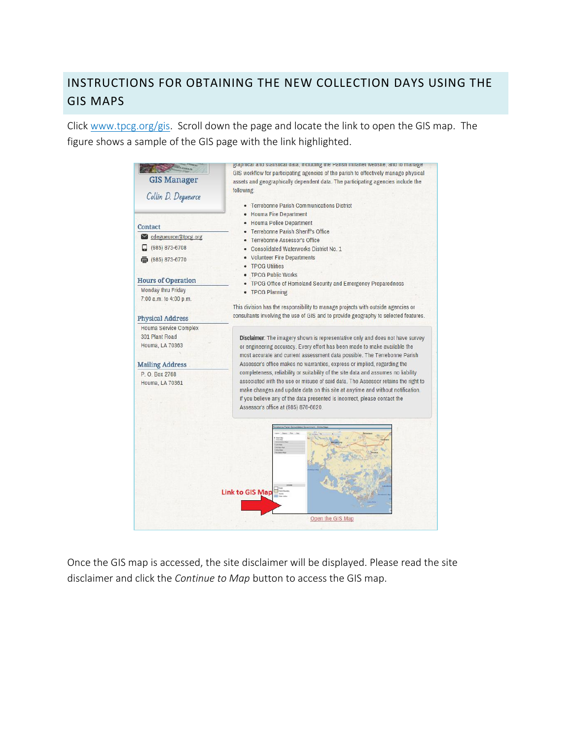## INSTRUCTIONS FOR OBTAINING THE NEW COLLECTION DAYS USING THE GIS MAPS

Click [www.tpcg.org/gis](http://www.tpcg.org/gis). Scroll down the page and locate the link to open the GIS map. The figure shows a sample of the GIS page with the link highlighted.

Once the GIS map is accessed, the site disclaimer will be displayed. Please read the site disclaimer and click the *Continue to Map* button to access the GIS map.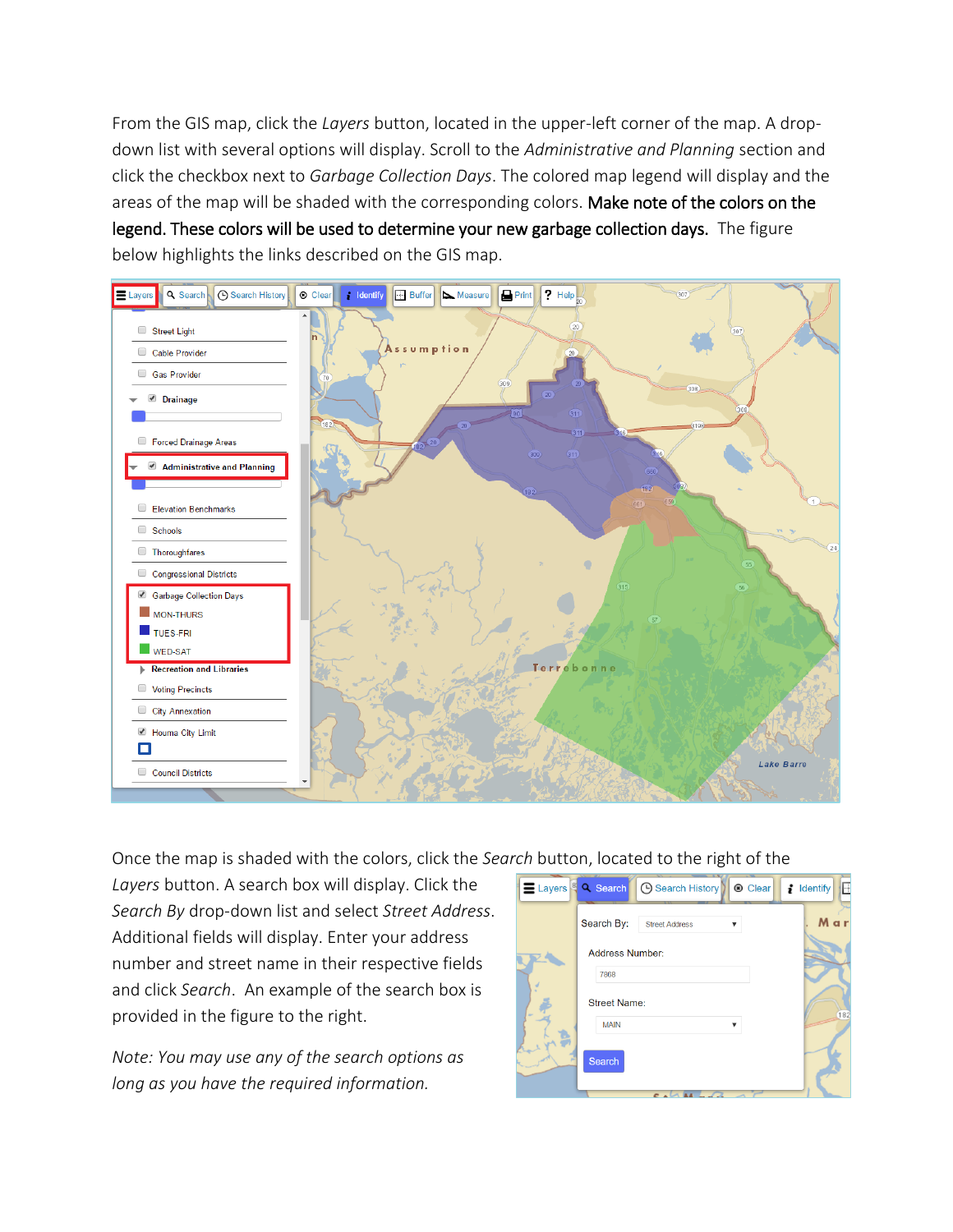From the GIS map, click the *Layers* button, located in the upper-left corner of the map. A drop-down list with several options will display. Scroll to the *Administrative and Planning* section and click the checkbox next to *Garbage Collection Days*. The colored map legend will display and the areas of the map will be shaded with the corresponding colors. **Make note of the colors on the legend. These colors will be used to determine your new garbage collection days.** The figure below highlights the links described on the GIS map.

Once the map is shaded with the colors, click the *Search* button, located to the right of the *Layers* button. A search box will display. Click the *Search By* drop-down list and select *Street Address*. Additional fields will display. Enter your address number and street name in their respective fields and click *Search*. An example of the search box is provided in the figure to the right.

*Note: You may use any of the search options as long as you have the required information.*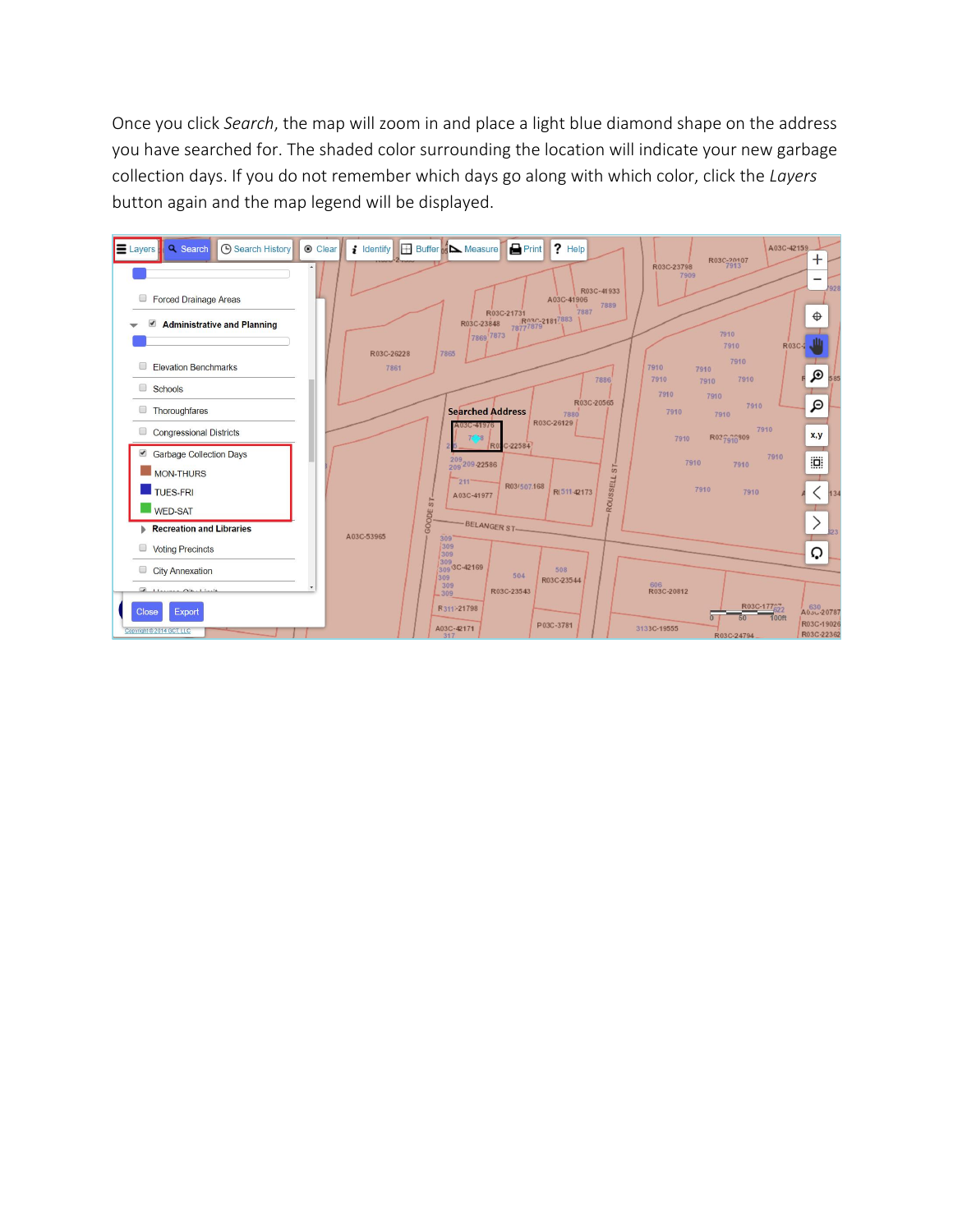Once you click *Search*, the map will zoom in and place a light blue diamond shape on the address you have searched for. The shaded color surrounding the location will indicate your new garbage collection days. If you do not remember which days go along with which color, click the *Layers* button again and the map legend will be displayed.